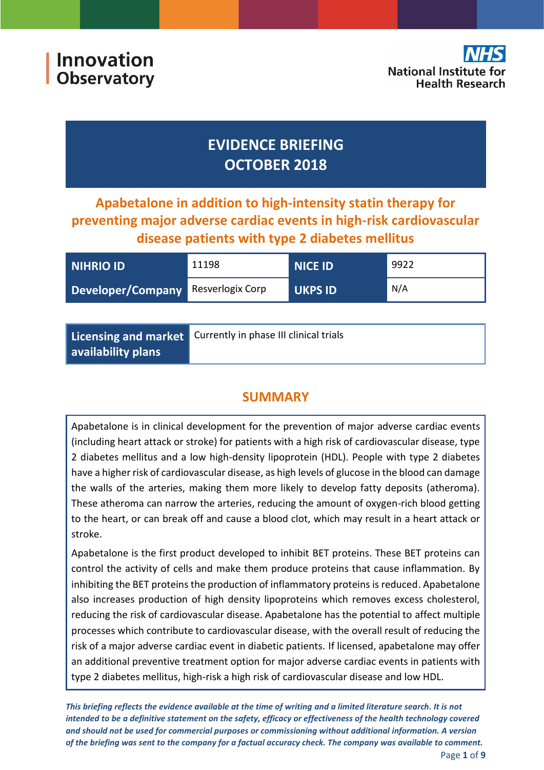Innovation Observatory

National Institute for Health Research

# EVIDENCE BRIEFING OCTOBER 2018

## Apabetalone in addition to high-intensity statin therapy for preventing major adverse cardiac events in high-risk cardiovascular disease patients with type 2 diabetes mellitus

| NIHRIO ID | 11198 | NICE ID | 9922 |
|---|---|---|---|
| Developer/Company | Resverlogix Corp | UKPS ID | N/A |

| Licensing and market availability plans | Currently in phase III clinical trials |
|---|---|

## SUMMARY

Apabetalone is in clinical development for the prevention of major adverse cardiac events (including heart attack or stroke) for patients with a high risk of cardiovascular disease, type 2 diabetes mellitus and a low high-density lipoprotein (HDL). People with type 2 diabetes have a higher risk of cardiovascular disease, as high levels of glucose in the blood can damage the walls of the arteries, making them more likely to develop fatty deposits (atheroma). These atheroma can narrow the arteries, reducing the amount of oxygen-rich blood getting to the heart, or can break off and cause a blood clot, which may result in a heart attack or stroke.

Apabetalone is the first product developed to inhibit BET proteins. These BET proteins can control the activity of cells and make them produce proteins that cause inflammation. By inhibiting the BET proteins the production of inflammatory proteins is reduced. Apabetalone also increases production of high density lipoproteins which removes excess cholesterol, reducing the risk of cardiovascular disease. Apabetalone has the potential to affect multiple processes which contribute to cardiovascular disease, with the overall result of reducing the risk of a major adverse cardiac event in diabetic patients. If licensed, apabetalone may offer an additional preventive treatment option for major adverse cardiac events in patients with type 2 diabetes mellitus, high-risk a high risk of cardiovascular disease and low HDL.

***This briefing reflects the evidence available at the time of writing and a limited literature search. It is not intended to be a definitive statement on the safety, efficacy or effectiveness of the health technology covered and should not be used for commercial purposes or commissioning without additional information. A version of the briefing was sent to the company for a factual accuracy check. The company was available to comment.***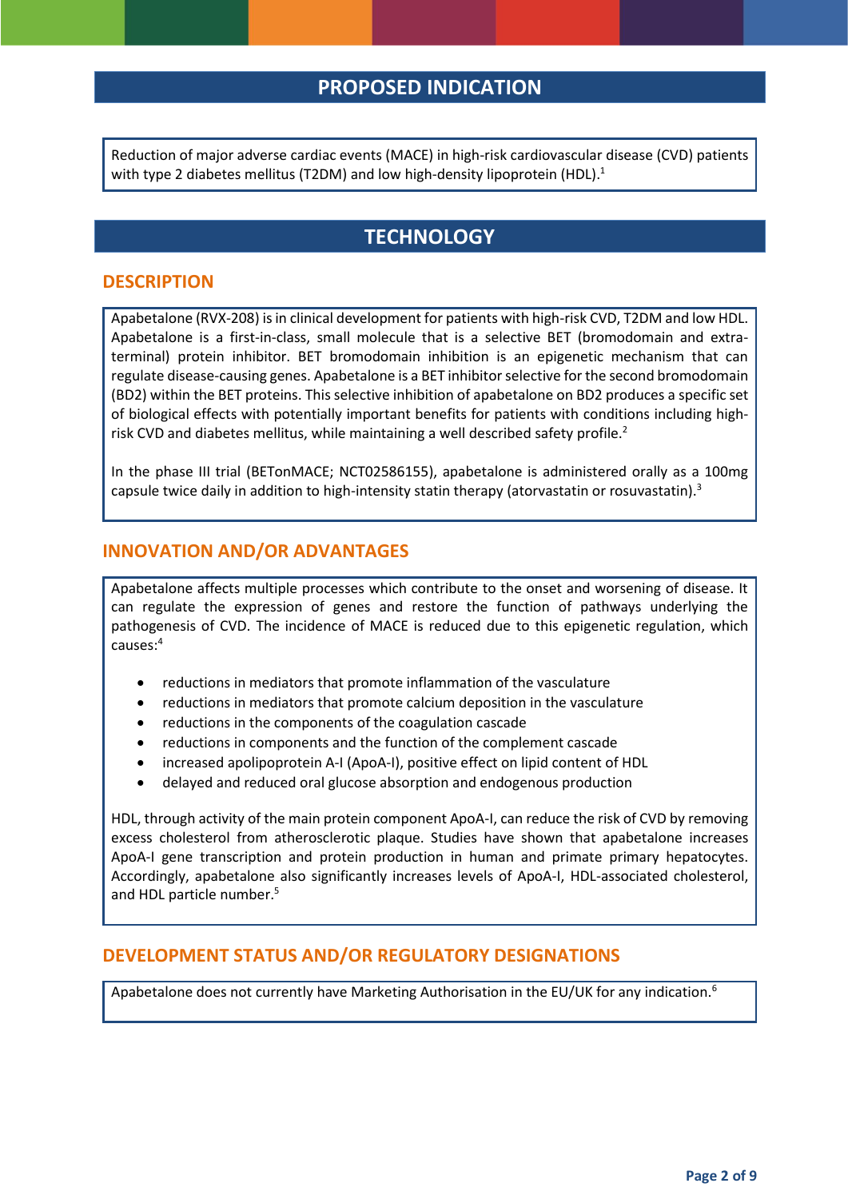## PROPOSED INDICATION

Reduction of major adverse cardiac events (MACE) in high-risk cardiovascular disease (CVD) patients with type 2 diabetes mellitus (T2DM) and low high-density lipoprotein (HDL).[1]

## TECHNOLOGY

### DESCRIPTION

Apabetalone (RVX-208) is in clinical development for patients with high-risk CVD, T2DM and low HDL. Apabetalone is a first-in-class, small molecule that is a selective BET (bromodomain and extra-terminal) protein inhibitor. BET bromodomain inhibition is an epigenetic mechanism that can regulate disease-causing genes. Apabetalone is a BET inhibitor selective for the second bromodomain (BD2) within the BET proteins. This selective inhibition of apabetalone on BD2 produces a specific set of biological effects with potentially important benefits for patients with conditions including high-risk CVD and diabetes mellitus, while maintaining a well described safety profile.[2]

In the phase III trial (BETonMACE; NCT02586155), apabetalone is administered orally as a 100mg capsule twice daily in addition to high-intensity statin therapy (atorvastatin or rosuvastatin).[3]

### INNOVATION AND/OR ADVANTAGES

Apabetalone affects multiple processes which contribute to the onset and worsening of disease. It can regulate the expression of genes and restore the function of pathways underlying the pathogenesis of CVD. The incidence of MACE is reduced due to this epigenetic regulation, which causes:[4]

- reductions in mediators that promote inflammation of the vasculature
- reductions in mediators that promote calcium deposition in the vasculature
- reductions in the components of the coagulation cascade
- reductions in components and the function of the complement cascade
- increased apolipoprotein A-I (ApoA-I), positive effect on lipid content of HDL
- delayed and reduced oral glucose absorption and endogenous production

HDL, through activity of the main protein component ApoA-I, can reduce the risk of CVD by removing excess cholesterol from atherosclerotic plaque. Studies have shown that apabetalone increases ApoA-I gene transcription and protein production in human and primate primary hepatocytes. Accordingly, apabetalone also significantly increases levels of ApoA-I, HDL-associated cholesterol, and HDL particle number.[5]

### DEVELOPMENT STATUS AND/OR REGULATORY DESIGNATIONS

Apabetalone does not currently have Marketing Authorisation in the EU/UK for any indication.[6]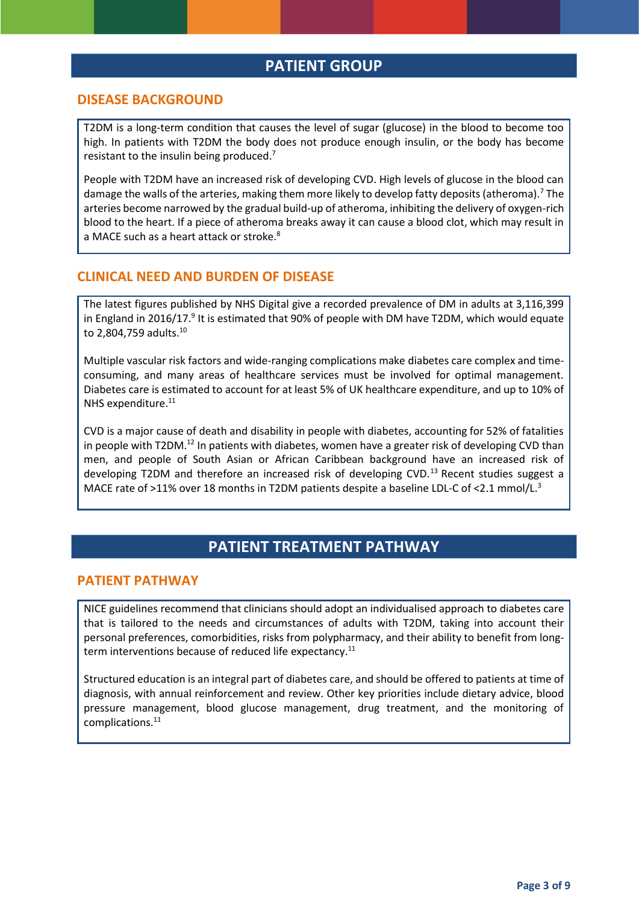# PATIENT GROUP

## DISEASE BACKGROUND

T2DM is a long-term condition that causes the level of sugar (glucose) in the blood to become too high. In patients with T2DM the body does not produce enough insulin, or the body has become resistant to the insulin being produced.[7]

People with T2DM have an increased risk of developing CVD. High levels of glucose in the blood can damage the walls of the arteries, making them more likely to develop fatty deposits (atheroma).[7] The arteries become narrowed by the gradual build-up of atheroma, inhibiting the delivery of oxygen-rich blood to the heart. If a piece of atheroma breaks away it can cause a blood clot, which may result in a MACE such as a heart attack or stroke.[8]

## CLINICAL NEED AND BURDEN OF DISEASE

The latest figures published by NHS Digital give a recorded prevalence of DM in adults at 3,116,399 in England in 2016/17.[9] It is estimated that 90% of people with DM have T2DM, which would equate to 2,804,759 adults.[10]

Multiple vascular risk factors and wide-ranging complications make diabetes care complex and time-consuming, and many areas of healthcare services must be involved for optimal management. Diabetes care is estimated to account for at least 5% of UK healthcare expenditure, and up to 10% of NHS expenditure.[11]

CVD is a major cause of death and disability in people with diabetes, accounting for 52% of fatalities in people with T2DM.[12] In patients with diabetes, women have a greater risk of developing CVD than men, and people of South Asian or African Caribbean background have an increased risk of developing T2DM and therefore an increased risk of developing CVD.[13] Recent studies suggest a MACE rate of >11% over 18 months in T2DM patients despite a baseline LDL-C of <2.1 mmol/L.[3]

# PATIENT TREATMENT PATHWAY

## PATIENT PATHWAY

NICE guidelines recommend that clinicians should adopt an individualised approach to diabetes care that is tailored to the needs and circumstances of adults with T2DM, taking into account their personal preferences, comorbidities, risks from polypharmacy, and their ability to benefit from long-term interventions because of reduced life expectancy.[11]

Structured education is an integral part of diabetes care, and should be offered to patients at time of diagnosis, with annual reinforcement and review. Other key priorities include dietary advice, blood pressure management, blood glucose management, drug treatment, and the monitoring of complications.[11]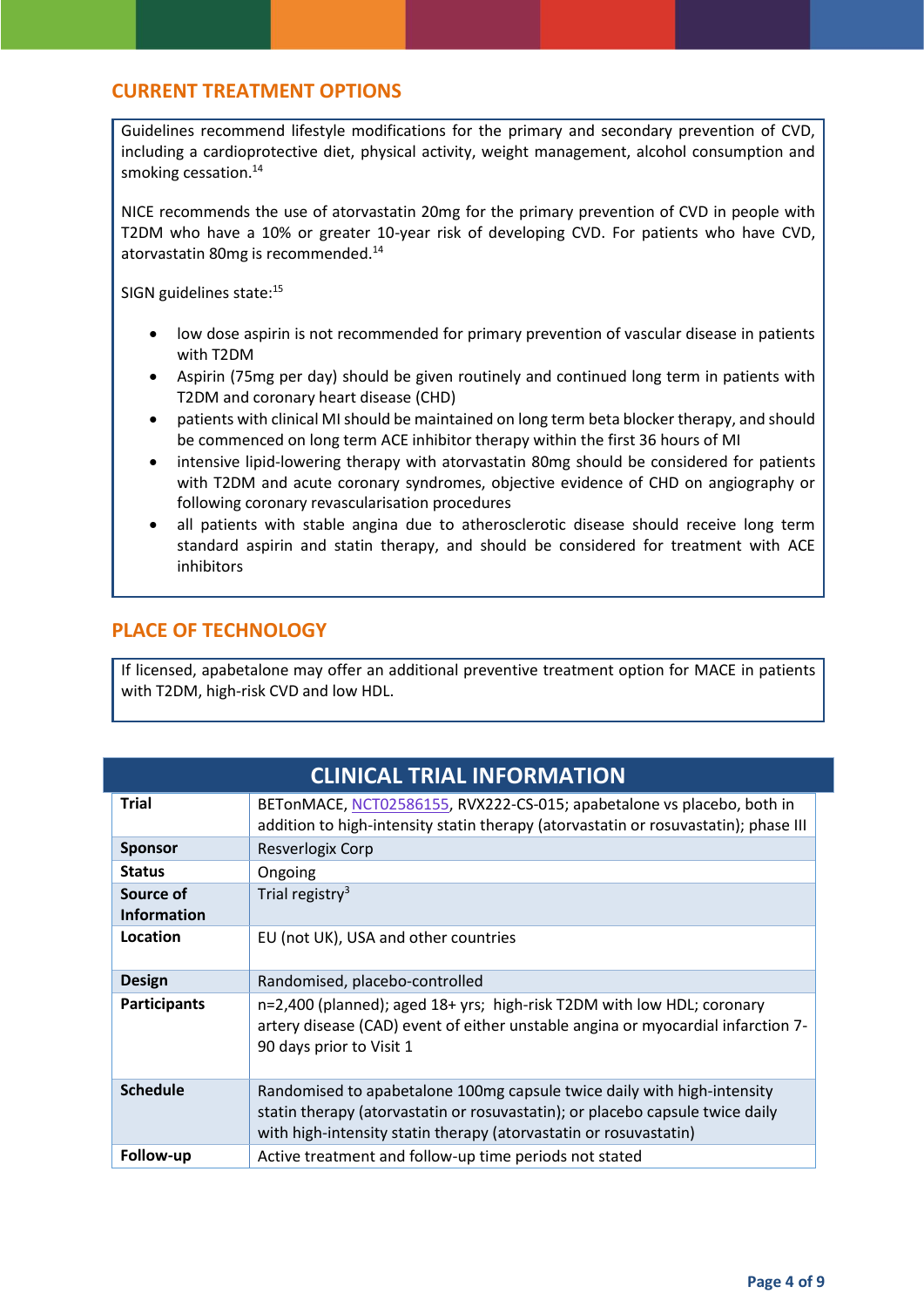## CURRENT TREATMENT OPTIONS

Guidelines recommend lifestyle modifications for the primary and secondary prevention of CVD, including a cardioprotective diet, physical activity, weight management, alcohol consumption and smoking cessation.[14]

NICE recommends the use of atorvastatin 20mg for the primary prevention of CVD in people with T2DM who have a 10% or greater 10-year risk of developing CVD. For patients who have CVD, atorvastatin 80mg is recommended.[14]

SIGN guidelines state:[15]

- low dose aspirin is not recommended for primary prevention of vascular disease in patients with T2DM
- Aspirin (75mg per day) should be given routinely and continued long term in patients with T2DM and coronary heart disease (CHD)
- patients with clinical MI should be maintained on long term beta blocker therapy, and should be commenced on long term ACE inhibitor therapy within the first 36 hours of MI
- intensive lipid-lowering therapy with atorvastatin 80mg should be considered for patients with T2DM and acute coronary syndromes, objective evidence of CHD on angiography or following coronary revascularisation procedures
- all patients with stable angina due to atherosclerotic disease should receive long term standard aspirin and statin therapy, and should be considered for treatment with ACE inhibitors

## PLACE OF TECHNOLOGY

If licensed, apabetalone may offer an additional preventive treatment option for MACE in patients with T2DM, high-risk CVD and low HDL.

## CLINICAL TRIAL INFORMATION

| | |
|---|---|
| **Trial** | BETonMACE, NCT02586155, RVX222-CS-015; apabetalone vs placebo, both in addition to high-intensity statin therapy (atorvastatin or rosuvastatin); phase III |
| **Sponsor** | Resverlogix Corp |
| **Status** | Ongoing |
| **Source of Information** | Trial registry[3] |
| **Location** | EU (not UK), USA and other countries |
| **Design** | Randomised, placebo-controlled |
| **Participants** | n=2,400 (planned); aged 18+ yrs; high-risk T2DM with low HDL; coronary artery disease (CAD) event of either unstable angina or myocardial infarction 7-90 days prior to Visit 1 |
| **Schedule** | Randomised to apabetalone 100mg capsule twice daily with high-intensity statin therapy (atorvastatin or rosuvastatin); or placebo capsule twice daily with high-intensity statin therapy (atorvastatin or rosuvastatin) |
| **Follow-up** | Active treatment and follow-up time periods not stated |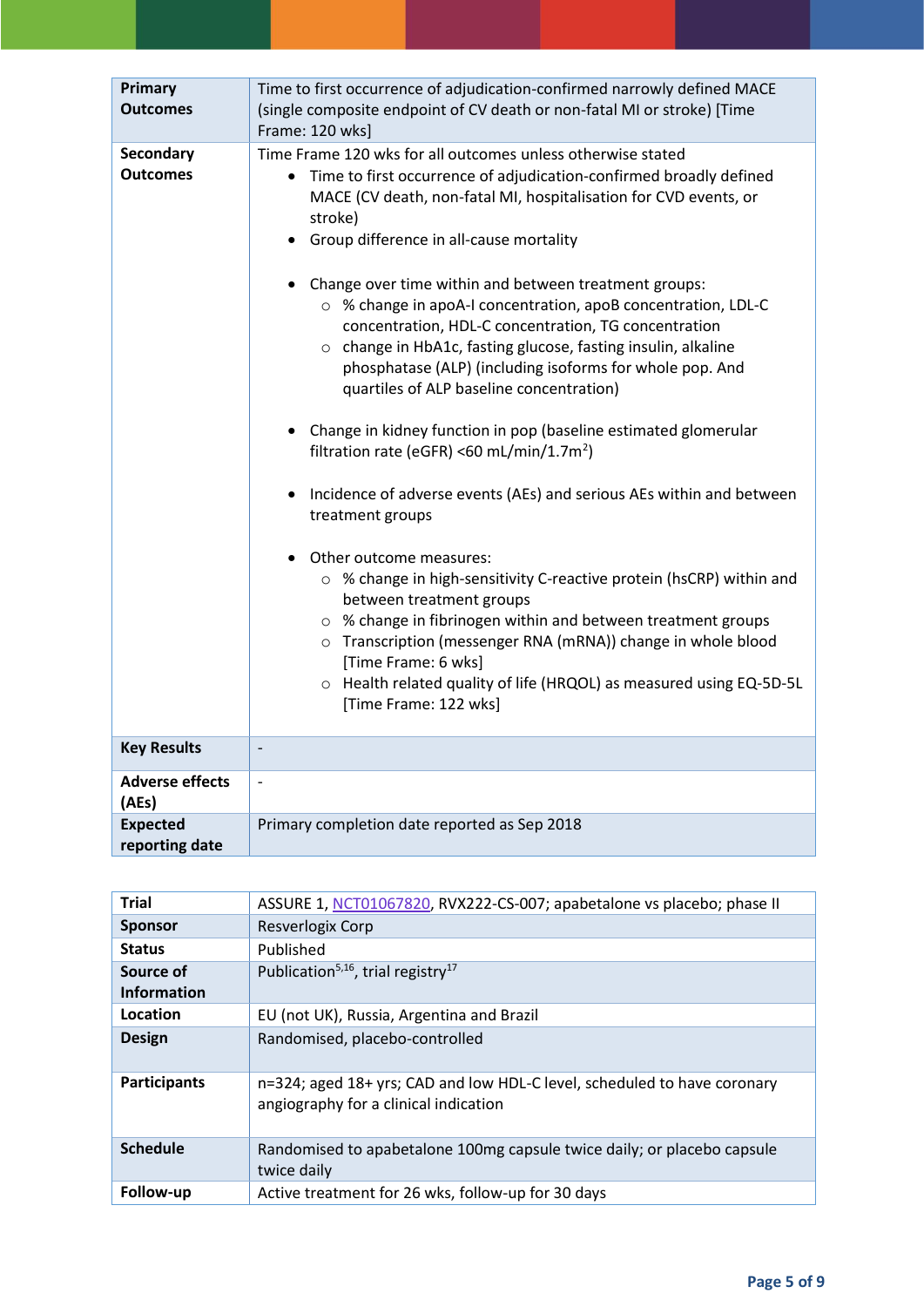| | |
|---|---|
| **Primary Outcomes** | Time to first occurrence of adjudication-confirmed narrowly defined MACE (single composite endpoint of CV death or non-fatal MI or stroke) [Time Frame: 120 wks] |
| **Secondary Outcomes** | Time Frame 120 wks for all outcomes unless otherwise stated<br>• Time to first occurrence of adjudication-confirmed broadly defined MACE (CV death, non-fatal MI, hospitalisation for CVD events, or stroke)<br>• Group difference in all-cause mortality<br><br>• Change over time within and between treatment groups:<br>  ○ % change in apoA-I concentration, apoB concentration, LDL-C concentration, HDL-C concentration, TG concentration<br>  ○ change in HbA1c, fasting glucose, fasting insulin, alkaline phosphatase (ALP) (including isoforms for whole pop. And quartiles of ALP baseline concentration)<br><br>• Change in kidney function in pop (baseline estimated glomerular filtration rate (eGFR) <60 mL/min/1.7m$^2$)<br><br>• Incidence of adverse events (AEs) and serious AEs within and between treatment groups<br><br>• Other outcome measures:<br>  ○ % change in high-sensitivity C-reactive protein (hsCRP) within and between treatment groups<br>  ○ % change in fibrinogen within and between treatment groups<br>  ○ Transcription (messenger RNA (mRNA)) change in whole blood [Time Frame: 6 wks]<br>  ○ Health related quality of life (HRQOL) as measured using EQ-5D-5L [Time Frame: 122 wks] |
| **Key Results** | - |
| **Adverse effects (AEs)** | - |
| **Expected reporting date** | Primary completion date reported as Sep 2018 |

| | |
|---|---|
| **Trial** | ASSURE 1, NCT01067820, RVX222-CS-007; apabetalone vs placebo; phase II |
| **Sponsor** | Resverlogix Corp |
| **Status** | Published |
| **Source of Information** | Publication[5,16], trial registry[17] |
| **Location** | EU (not UK), Russia, Argentina and Brazil |
| **Design** | Randomised, placebo-controlled |
| **Participants** | n=324; aged 18+ yrs; CAD and low HDL-C level, scheduled to have coronary angiography for a clinical indication |
| **Schedule** | Randomised to apabetalone 100mg capsule twice daily; or placebo capsule twice daily |
| **Follow-up** | Active treatment for 26 wks, follow-up for 30 days |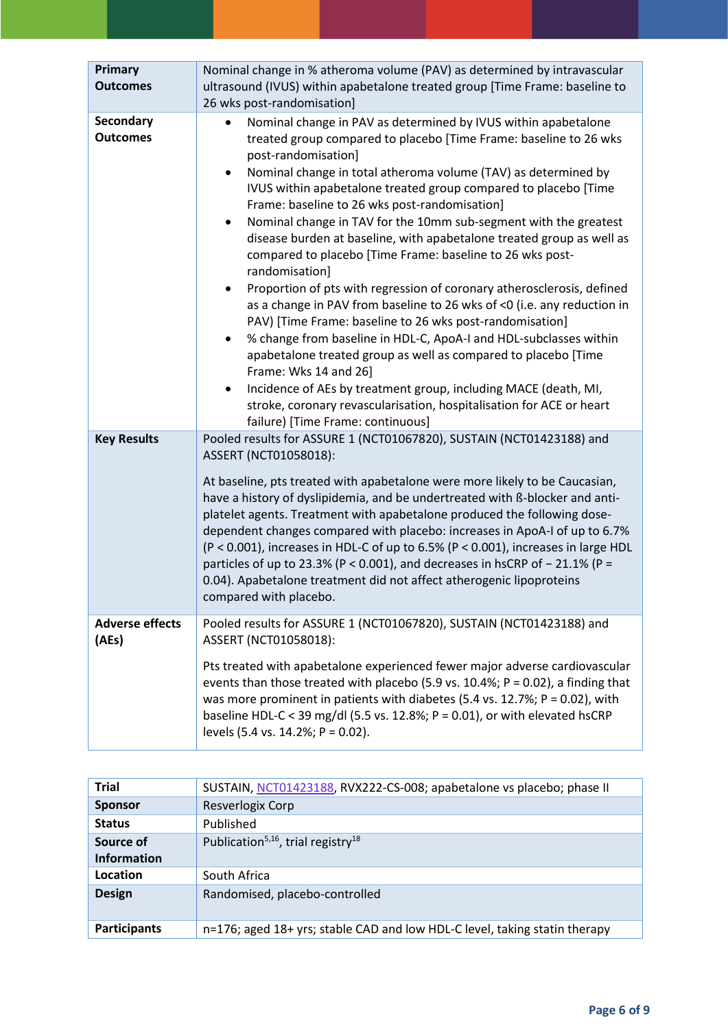| | |
|---|---|
| **Primary Outcomes** | Nominal change in % atheroma volume (PAV) as determined by intravascular ultrasound (IVUS) within apabetalone treated group [Time Frame: baseline to 26 wks post-randomisation] |
| **Secondary Outcomes** | • Nominal change in PAV as determined by IVUS within apabetalone treated group compared to placebo [Time Frame: baseline to 26 wks post-randomisation] <br> • Nominal change in total atheroma volume (TAV) as determined by IVUS within apabetalone treated group compared to placebo [Time Frame: baseline to 26 wks post-randomisation] <br> • Nominal change in TAV for the 10mm sub-segment with the greatest disease burden at baseline, with apabetalone treated group as well as compared to placebo [Time Frame: baseline to 26 wks post-randomisation] <br> • Proportion of pts with regression of coronary atherosclerosis, defined as a change in PAV from baseline to 26 wks of <0 (i.e. any reduction in PAV) [Time Frame: baseline to 26 wks post-randomisation] <br> • % change from baseline in HDL-C, ApoA-I and HDL-subclasses within apabetalone treated group as well as compared to placebo [Time Frame: Wks 14 and 26] <br> • Incidence of AEs by treatment group, including MACE (death, MI, stroke, coronary revascularisation, hospitalisation for ACE or heart failure) [Time Frame: continuous] |
| **Key Results** | Pooled results for ASSURE 1 (NCT01067820), SUSTAIN (NCT01423188) and ASSERT (NCT01058018): <br><br> At baseline, pts treated with apabetalone were more likely to be Caucasian, have a history of dyslipidemia, and be undertreated with ß-blocker and anti-platelet agents. Treatment with apabetalone produced the following dose-dependent changes compared with placebo: increases in ApoA-I of up to 6.7% ($P < 0.001$), increases in HDL-C of up to 6.5% ($P < 0.001$), increases in large HDL particles of up to 23.3% ($P < 0.001$), and decreases in hsCRP of − 21.1% ($P = 0.04$). Apabetalone treatment did not affect atherogenic lipoproteins compared with placebo. |
| **Adverse effects (AEs)** | Pooled results for ASSURE 1 (NCT01067820), SUSTAIN (NCT01423188) and ASSERT (NCT01058018): <br><br> Pts treated with apabetalone experienced fewer major adverse cardiovascular events than those treated with placebo (5.9 vs. 10.4%; $P = 0.02$), a finding that was more prominent in patients with diabetes (5.4 vs. 12.7%; $P = 0.02$), with baseline HDL-C < 39 mg/dl (5.5 vs. 12.8%; $P = 0.01$), or with elevated hsCRP levels (5.4 vs. 14.2%; $P = 0.02$). |

| | |
|---|---|
| **Trial** | SUSTAIN, NCT01423188, RVX222-CS-008; apabetalone vs placebo; phase II |
| **Sponsor** | Resverlogix Corp |
| **Status** | Published |
| **Source of Information** | Publication[5,16], trial registry[18] |
| **Location** | South Africa |
| **Design** | Randomised, placebo-controlled |
| **Participants** | n=176; aged 18+ yrs; stable CAD and low HDL-C level, taking statin therapy |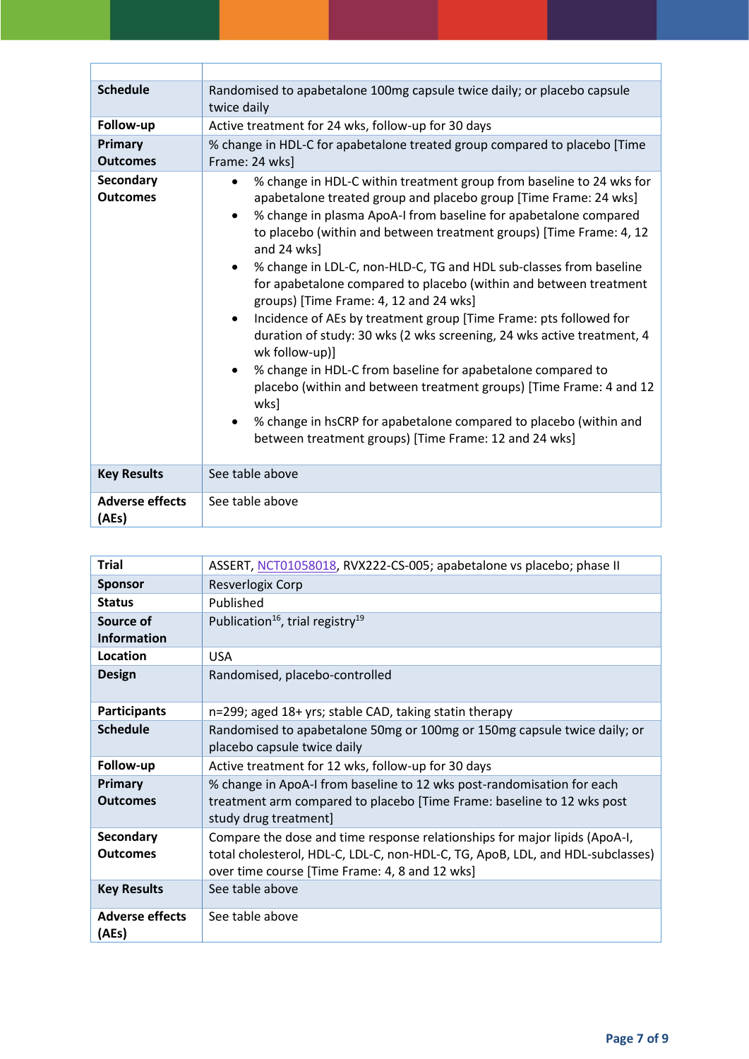| | |
|---|---|
| **Schedule** | Randomised to apabetalone 100mg capsule twice daily; or placebo capsule twice daily |
| **Follow-up** | Active treatment for 24 wks, follow-up for 30 days |
| **Primary Outcomes** | % change in HDL-C for apabetalone treated group compared to placebo [Time Frame: 24 wks] |
| **Secondary Outcomes** | • % change in HDL-C within treatment group from baseline to 24 wks for apabetalone treated group and placebo group [Time Frame: 24 wks]<br>• % change in plasma ApoA-I from baseline for apabetalone compared to placebo (within and between treatment groups) [Time Frame: 4, 12 and 24 wks]<br>• % change in LDL-C, non-HLD-C, TG and HDL sub-classes from baseline for apabetalone compared to placebo (within and between treatment groups) [Time Frame: 4, 12 and 24 wks]<br>• Incidence of AEs by treatment group [Time Frame: pts followed for duration of study: 30 wks (2 wks screening, 24 wks active treatment, 4 wk follow-up)]<br>• % change in HDL-C from baseline for apabetalone compared to placebo (within and between treatment groups) [Time Frame: 4 and 12 wks]<br>• % change in hsCRP for apabetalone compared to placebo (within and between treatment groups) [Time Frame: 12 and 24 wks] |
| **Key Results** | See table above |
| **Adverse effects (AEs)** | See table above |

| | |
|---|---|
| **Trial** | ASSERT, NCT01058018, RVX222-CS-005; apabetalone vs placebo; phase II |
| **Sponsor** | Resverlogix Corp |
| **Status** | Published |
| **Source of Information** | Publication[16], trial registry[19] |
| **Location** | USA |
| **Design** | Randomised, placebo-controlled |
| **Participants** | n=299; aged 18+ yrs; stable CAD, taking statin therapy |
| **Schedule** | Randomised to apabetalone 50mg or 100mg or 150mg capsule twice daily; or placebo capsule twice daily |
| **Follow-up** | Active treatment for 12 wks, follow-up for 30 days |
| **Primary Outcomes** | % change in ApoA-I from baseline to 12 wks post-randomisation for each treatment arm compared to placebo [Time Frame: baseline to 12 wks post study drug treatment] |
| **Secondary Outcomes** | Compare the dose and time response relationships for major lipids (ApoA-I, total cholesterol, HDL-C, LDL-C, non-HDL-C, TG, ApoB, LDL, and HDL-subclasses) over time course [Time Frame: 4, 8 and 12 wks] |
| **Key Results** | See table above |
| **Adverse effects (AEs)** | See table above |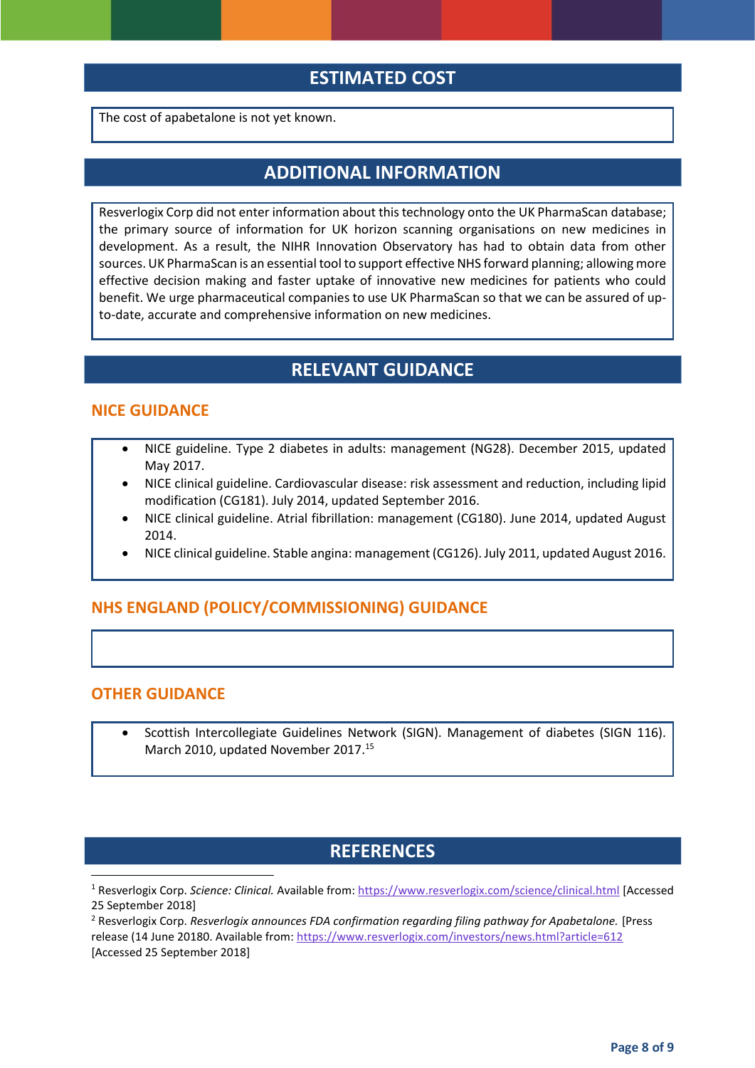## ESTIMATED COST

The cost of apabetalone is not yet known.

## ADDITIONAL INFORMATION

Resverlogix Corp did not enter information about this technology onto the UK PharmaScan database; the primary source of information for UK horizon scanning organisations on new medicines in development. As a result, the NIHR Innovation Observatory has had to obtain data from other sources. UK PharmaScan is an essential tool to support effective NHS forward planning; allowing more effective decision making and faster uptake of innovative new medicines for patients who could benefit. We urge pharmaceutical companies to use UK PharmaScan so that we can be assured of up-to-date, accurate and comprehensive information on new medicines.

## RELEVANT GUIDANCE

### NICE GUIDANCE

- NICE guideline. Type 2 diabetes in adults: management (NG28). December 2015, updated May 2017.
- NICE clinical guideline. Cardiovascular disease: risk assessment and reduction, including lipid modification (CG181). July 2014, updated September 2016.
- NICE clinical guideline. Atrial fibrillation: management (CG180). June 2014, updated August 2014.
- NICE clinical guideline. Stable angina: management (CG126). July 2011, updated August 2016.

### NHS ENGLAND (POLICY/COMMISSIONING) GUIDANCE

### OTHER GUIDANCE

- Scottish Intercollegiate Guidelines Network (SIGN). Management of diabetes (SIGN 116). March 2010, updated November 2017.[15]

## REFERENCES

[1] Resverlogix Corp. *Science: Clinical.* Available from: https://www.resverlogix.com/science/clinical.html [Accessed 25 September 2018]

[2] Resverlogix Corp. *Resverlogix announces FDA confirmation regarding filing pathway for Apabetalone.* [Press release (14 June 20180. Available from: https://www.resverlogix.com/investors/news.html?article=612 [Accessed 25 September 2018]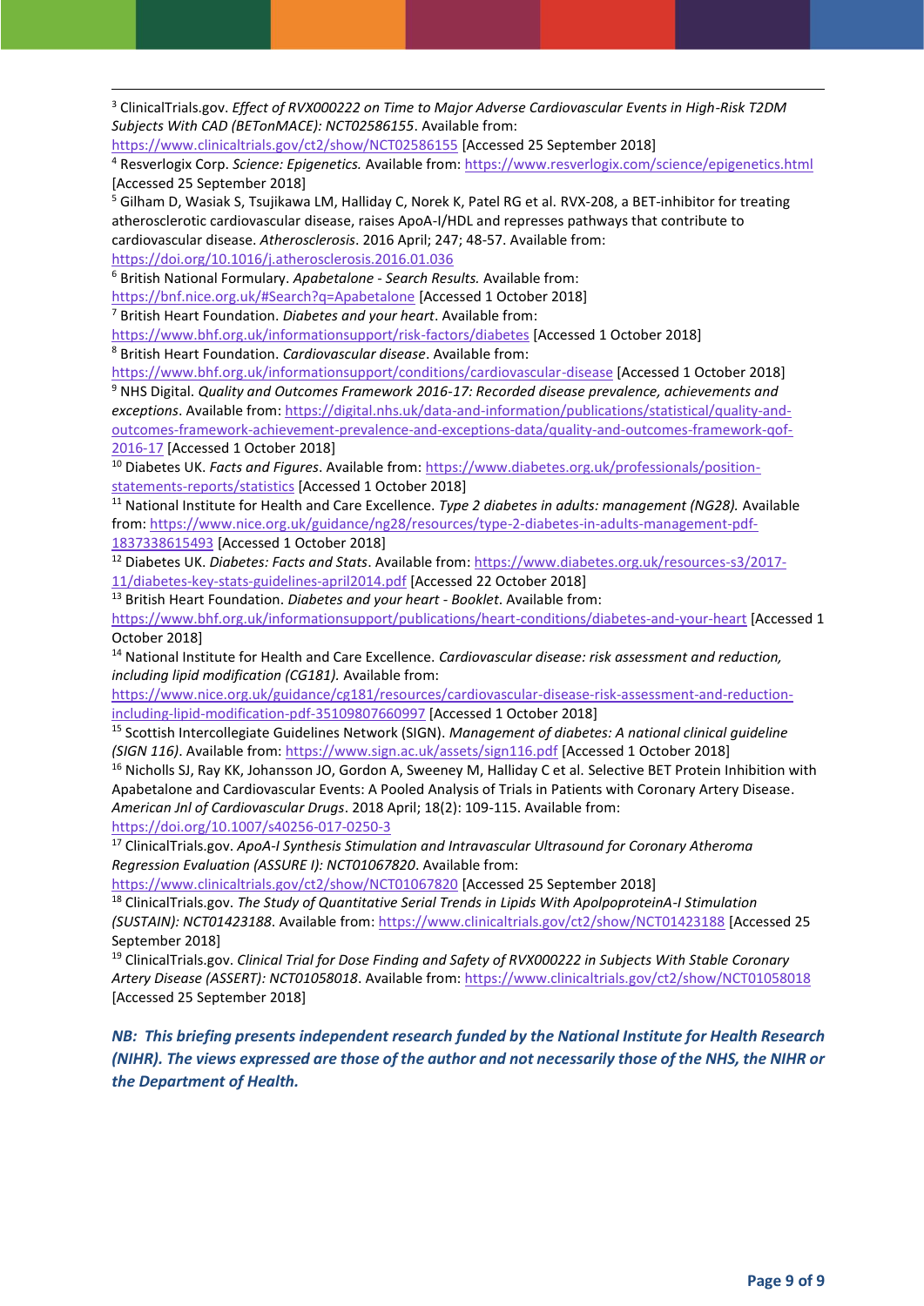[3] ClinicalTrials.gov. *Effect of RVX000222 on Time to Major Adverse Cardiovascular Events in High-Risk T2DM Subjects With CAD (BETonMACE): NCT02586155*. Available from: https://www.clinicaltrials.gov/ct2/show/NCT02586155 [Accessed 25 September 2018]

[4] Resverlogix Corp. *Science: Epigenetics.* Available from: https://www.resverlogix.com/science/epigenetics.html [Accessed 25 September 2018]

[5] Gilham D, Wasiak S, Tsujikawa LM, Halliday C, Norek K, Patel RG et al. RVX-208, a BET-inhibitor for treating atherosclerotic cardiovascular disease, raises ApoA-I/HDL and represses pathways that contribute to cardiovascular disease. *Atherosclerosis*. 2016 April; 247; 48-57. Available from: https://doi.org/10.1016/j.atherosclerosis.2016.01.036

[6] British National Formulary. *Apabetalone - Search Results.* Available from: https://bnf.nice.org.uk/#Search?q=Apabetalone [Accessed 1 October 2018]

[7] British Heart Foundation. *Diabetes and your heart*. Available from: https://www.bhf.org.uk/informationsupport/risk-factors/diabetes [Accessed 1 October 2018]

[8] British Heart Foundation. *Cardiovascular disease*. Available from: https://www.bhf.org.uk/informationsupport/conditions/cardiovascular-disease [Accessed 1 October 2018]

[9] NHS Digital. *Quality and Outcomes Framework 2016-17: Recorded disease prevalence, achievements and exceptions*. Available from: https://digital.nhs.uk/data-and-information/publications/statistical/quality-and-outcomes-framework-achievement-prevalence-and-exceptions-data/quality-and-outcomes-framework-qof-2016-17 [Accessed 1 October 2018]

[10] Diabetes UK. *Facts and Figures*. Available from: https://www.diabetes.org.uk/professionals/position-statements-reports/statistics [Accessed 1 October 2018]

[11] National Institute for Health and Care Excellence. *Type 2 diabetes in adults: management (NG28).* Available from: https://www.nice.org.uk/guidance/ng28/resources/type-2-diabetes-in-adults-management-pdf-1837338615493 [Accessed 1 October 2018]

[12] Diabetes UK. *Diabetes: Facts and Stats*. Available from: https://www.diabetes.org.uk/resources-s3/2017-11/diabetes-key-stats-guidelines-april2014.pdf [Accessed 22 October 2018]

[13] British Heart Foundation. *Diabetes and your heart - Booklet*. Available from: https://www.bhf.org.uk/informationsupport/publications/heart-conditions/diabetes-and-your-heart [Accessed 1 October 2018]

[14] National Institute for Health and Care Excellence. *Cardiovascular disease: risk assessment and reduction, including lipid modification (CG181).* Available from: https://www.nice.org.uk/guidance/cg181/resources/cardiovascular-disease-risk-assessment-and-reduction-including-lipid-modification-35109807660997 [Accessed 1 October 2018]

[15] Scottish Intercollegiate Guidelines Network (SIGN). *Management of diabetes: A national clinical guideline (SIGN 116)*. Available from: https://www.sign.ac.uk/assets/sign116.pdf [Accessed 1 October 2018]

[16] Nicholls SJ, Ray KK, Johansson JO, Gordon A, Sweeney M, Halliday C et al. Selective BET Protein Inhibition with Apabetalone and Cardiovascular Events: A Pooled Analysis of Trials in Patients with Coronary Artery Disease. *American Jnl of Cardiovascular Drugs*. 2018 April; 18(2): 109-115. Available from: https://doi.org/10.1007/s40256-017-0250-3

[17] ClinicalTrials.gov. *ApoA-I Synthesis Stimulation and Intravascular Ultrasound for Coronary Atheroma Regression Evaluation (ASSURE I): NCT01067820*. Available from: https://www.clinicaltrials.gov/ct2/show/NCT01067820 [Accessed 25 September 2018]

[18] ClinicalTrials.gov. *The Study of Quantitative Serial Trends in Lipids With ApolpoproteinA-I Stimulation (SUSTAIN): NCT01423188*. Available from: https://www.clinicaltrials.gov/ct2/show/NCT01423188 [Accessed 25 September 2018]

[19] ClinicalTrials.gov. *Clinical Trial for Dose Finding and Safety of RVX000222 in Subjects With Stable Coronary Artery Disease (ASSERT): NCT01058018*. Available from: https://www.clinicaltrials.gov/ct2/show/NCT01058018 [Accessed 25 September 2018]

***NB: This briefing presents independent research funded by the National Institute for Health Research (NIHR). The views expressed are those of the author and not necessarily those of the NHS, the NIHR or the Department of Health.***